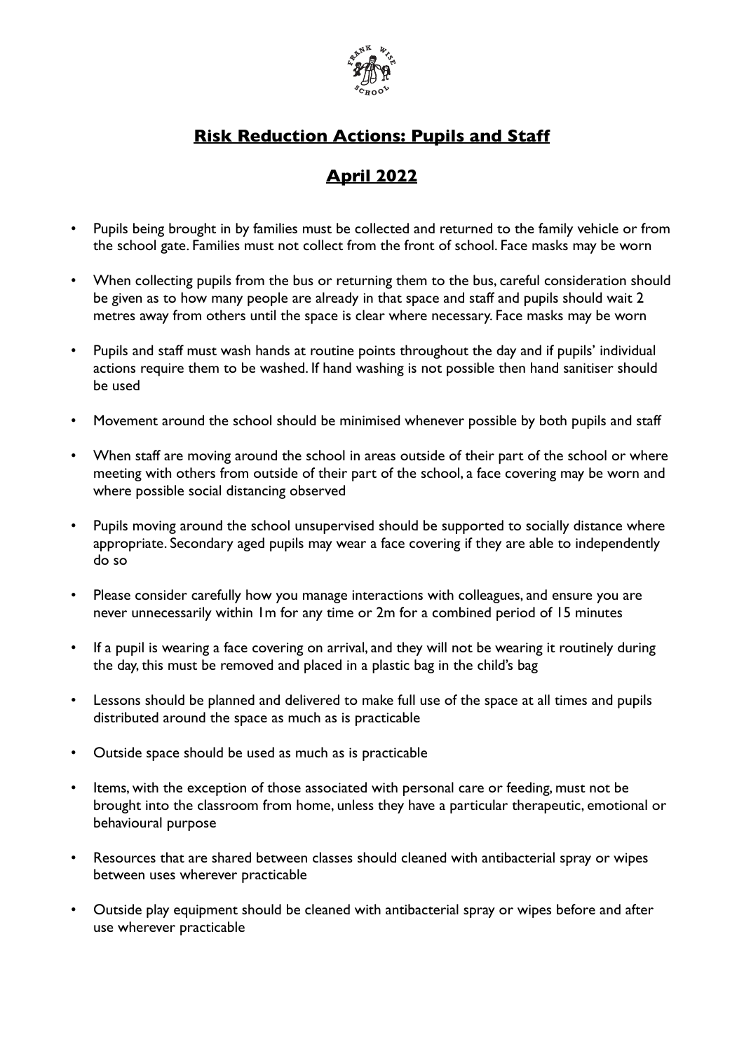# **Risk Reduction Actions: Pupils and Staff**

## **April 2022**

- Pupils being brought in by families must be collected and returned to the family vehicle or from the school gate. Families must not collect from the front of school. Face masks may be worn

- When collecting pupils from the bus or returning them to the bus, careful consideration should be given as to how many people are already in that space and staff and pupils should wait 2 metres away from others until the space is clear where necessary. Face masks may be worn

- Pupils and staff must wash hands at routine points throughout the day and if pupils' individual actions require them to be washed. If hand washing is not possible then hand sanitiser should be used

- Movement around the school should be minimised whenever possible by both pupils and staff

- When staff are moving around the school in areas outside of their part of the school or where meeting with others from outside of their part of the school, a face covering may be worn and where possible social distancing observed

- Pupils moving around the school unsupervised should be supported to socially distance where appropriate. Secondary aged pupils may wear a face covering if they are able to independently do so

- Please consider carefully how you manage interactions with colleagues, and ensure you are never unnecessarily within 1m for any time or 2m for a combined period of 15 minutes

- If a pupil is wearing a face covering on arrival, and they will not be wearing it routinely during the day, this must be removed and placed in a plastic bag in the child's bag

- Lessons should be planned and delivered to make full use of the space at all times and pupils distributed around the space as much as is practicable

- Outside space should be used as much as is practicable

- Items, with the exception of those associated with personal care or feeding, must not be brought into the classroom from home, unless they have a particular therapeutic, emotional or behavioural purpose

- Resources that are shared between classes should cleaned with antibacterial spray or wipes between uses wherever practicable

- Outside play equipment should be cleaned with antibacterial spray or wipes before and after use wherever practicable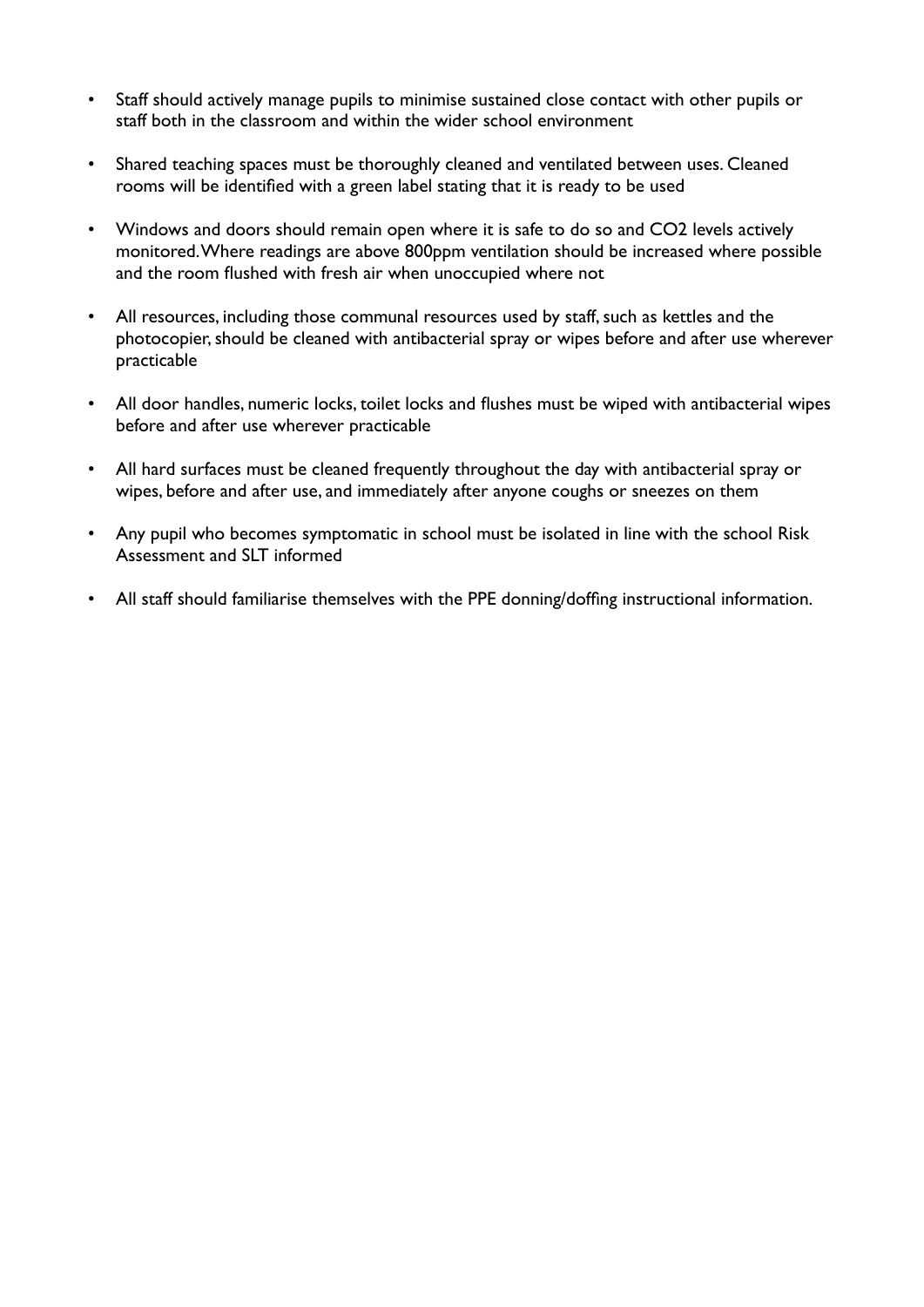- Staff should actively manage pupils to minimise sustained close contact with other pupils or staff both in the classroom and within the wider school environment
- Shared teaching spaces must be thoroughly cleaned and ventilated between uses. Cleaned rooms will be identified with a green label stating that it is ready to be used
- Windows and doors should remain open where it is safe to do so and $CO_2$ levels actively monitored. Where readings are above 800ppm ventilation should be increased where possible and the room flushed with fresh air when unoccupied where not
- All resources, including those communal resources used by staff, such as kettles and the photocopier, should be cleaned with antibacterial spray or wipes before and after use wherever practicable
- All door handles, numeric locks, toilet locks and flushes must be wiped with antibacterial wipes before and after use wherever practicable
- All hard surfaces must be cleaned frequently throughout the day with antibacterial spray or wipes, before and after use, and immediately after anyone coughs or sneezes on them
- Any pupil who becomes symptomatic in school must be isolated in line with the school Risk Assessment and SLT informed
- All staff should familiarise themselves with the PPE donning/doffing instructional information.